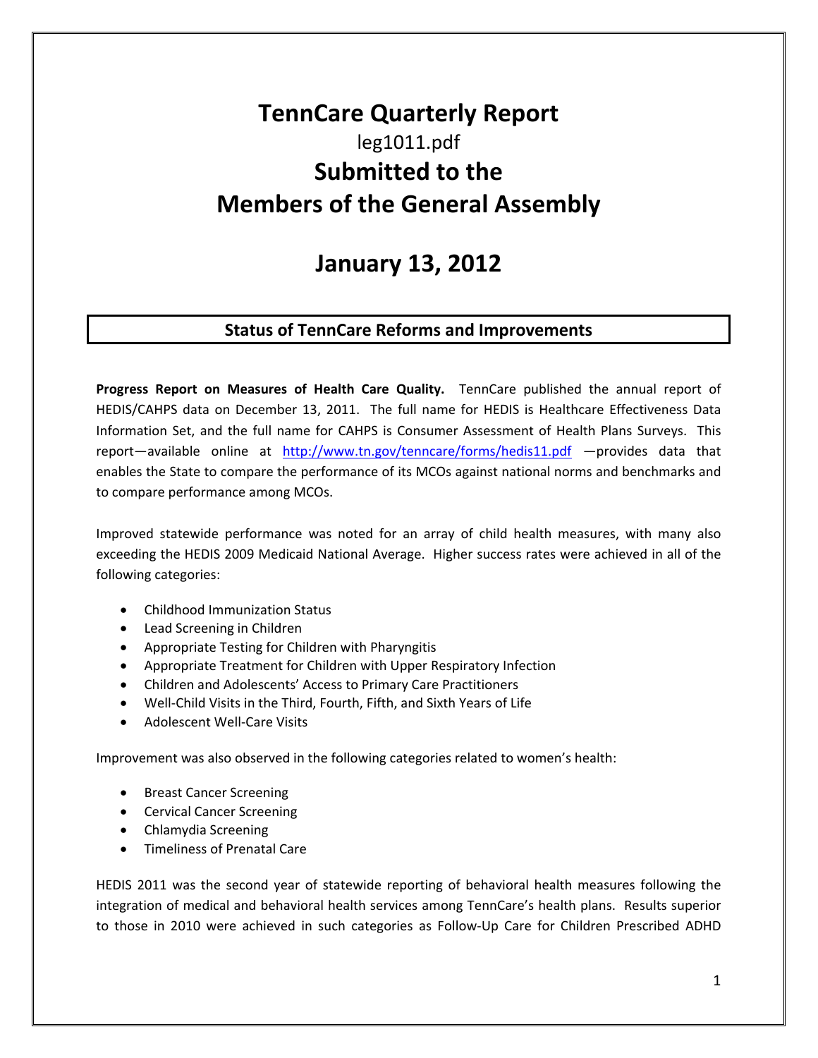# TennCare Quarterly Report

leg1011.pdf

# Submitted to the Members of the General Assembly

# January 13, 2012

## Status of TennCare Reforms and Improvements

**Progress Report on Measures of Health Care Quality.** TennCare published the annual report of HEDIS/CAHPS data on December 13, 2011. The full name for HEDIS is Healthcare Effectiveness Data Information Set, and the full name for CAHPS is Consumer Assessment of Health Plans Surveys. This report—available online at http://www.tn.gov/tenncare/forms/hedis11.pdf —provides data that enables the State to compare the performance of its MCOs against national norms and benchmarks and to compare performance among MCOs.

Improved statewide performance was noted for an array of child health measures, with many also exceeding the HEDIS 2009 Medicaid National Average. Higher success rates were achieved in all of the following categories:

- Childhood Immunization Status
- Lead Screening in Children
- Appropriate Testing for Children with Pharyngitis
- Appropriate Treatment for Children with Upper Respiratory Infection
- Children and Adolescents' Access to Primary Care Practitioners
- Well-Child Visits in the Third, Fourth, Fifth, and Sixth Years of Life
- Adolescent Well-Care Visits

Improvement was also observed in the following categories related to women's health:

- Breast Cancer Screening
- Cervical Cancer Screening
- Chlamydia Screening
- Timeliness of Prenatal Care

HEDIS 2011 was the second year of statewide reporting of behavioral health measures following the integration of medical and behavioral health services among TennCare's health plans. Results superior to those in 2010 were achieved in such categories as Follow-Up Care for Children Prescribed ADHD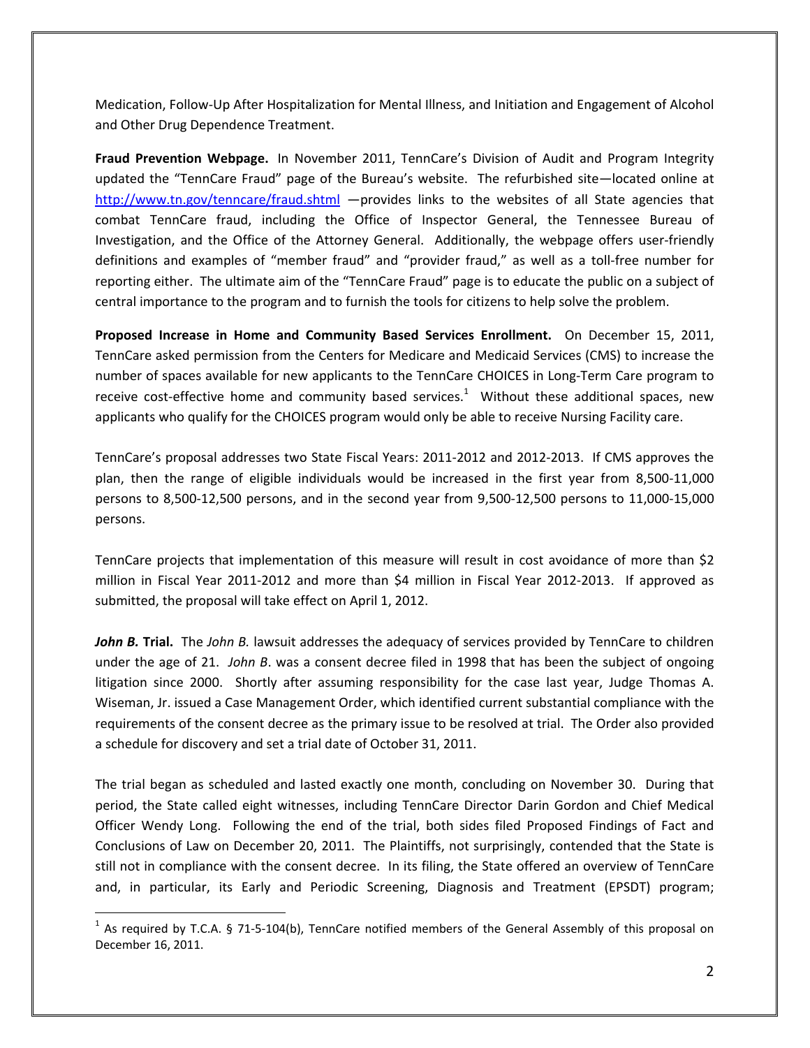Medication, Follow-Up After Hospitalization for Mental Illness, and Initiation and Engagement of Alcohol and Other Drug Dependence Treatment.

**Fraud Prevention Webpage.** In November 2011, TennCare's Division of Audit and Program Integrity updated the "TennCare Fraud" page of the Bureau's website. The refurbished site—located online at http://www.tn.gov/tenncare/fraud.shtml —provides links to the websites of all State agencies that combat TennCare fraud, including the Office of Inspector General, the Tennessee Bureau of Investigation, and the Office of the Attorney General. Additionally, the webpage offers user-friendly definitions and examples of "member fraud" and "provider fraud," as well as a toll-free number for reporting either. The ultimate aim of the "TennCare Fraud" page is to educate the public on a subject of central importance to the program and to furnish the tools for citizens to help solve the problem.

**Proposed Increase in Home and Community Based Services Enrollment.** On December 15, 2011, TennCare asked permission from the Centers for Medicare and Medicaid Services (CMS) to increase the number of spaces available for new applicants to the TennCare CHOICES in Long-Term Care program to receive cost-effective home and community based services.[1] Without these additional spaces, new applicants who qualify for the CHOICES program would only be able to receive Nursing Facility care.

TennCare's proposal addresses two State Fiscal Years: 2011-2012 and 2012-2013. If CMS approves the plan, then the range of eligible individuals would be increased in the first year from 8,500-11,000 persons to 8,500-12,500 persons, and in the second year from 9,500-12,500 persons to 11,000-15,000 persons.

TennCare projects that implementation of this measure will result in cost avoidance of more than $2 million in Fiscal Year 2011-2012 and more than $4 million in Fiscal Year 2012-2013. If approved as submitted, the proposal will take effect on April 1, 2012.

***John B.* Trial.** The *John B.* lawsuit addresses the adequacy of services provided by TennCare to children under the age of 21. *John B*. was a consent decree filed in 1998 that has been the subject of ongoing litigation since 2000. Shortly after assuming responsibility for the case last year, Judge Thomas A. Wiseman, Jr. issued a Case Management Order, which identified current substantial compliance with the requirements of the consent decree as the primary issue to be resolved at trial. The Order also provided a schedule for discovery and set a trial date of October 31, 2011.

The trial began as scheduled and lasted exactly one month, concluding on November 30. During that period, the State called eight witnesses, including TennCare Director Darin Gordon and Chief Medical Officer Wendy Long. Following the end of the trial, both sides filed Proposed Findings of Fact and Conclusions of Law on December 20, 2011. The Plaintiffs, not surprisingly, contended that the State is still not in compliance with the consent decree. In its filing, the State offered an overview of TennCare and, in particular, its Early and Periodic Screening, Diagnosis and Treatment (EPSDT) program;

[1] As required by T.C.A. § 71-5-104(b), TennCare notified members of the General Assembly of this proposal on December 16, 2011.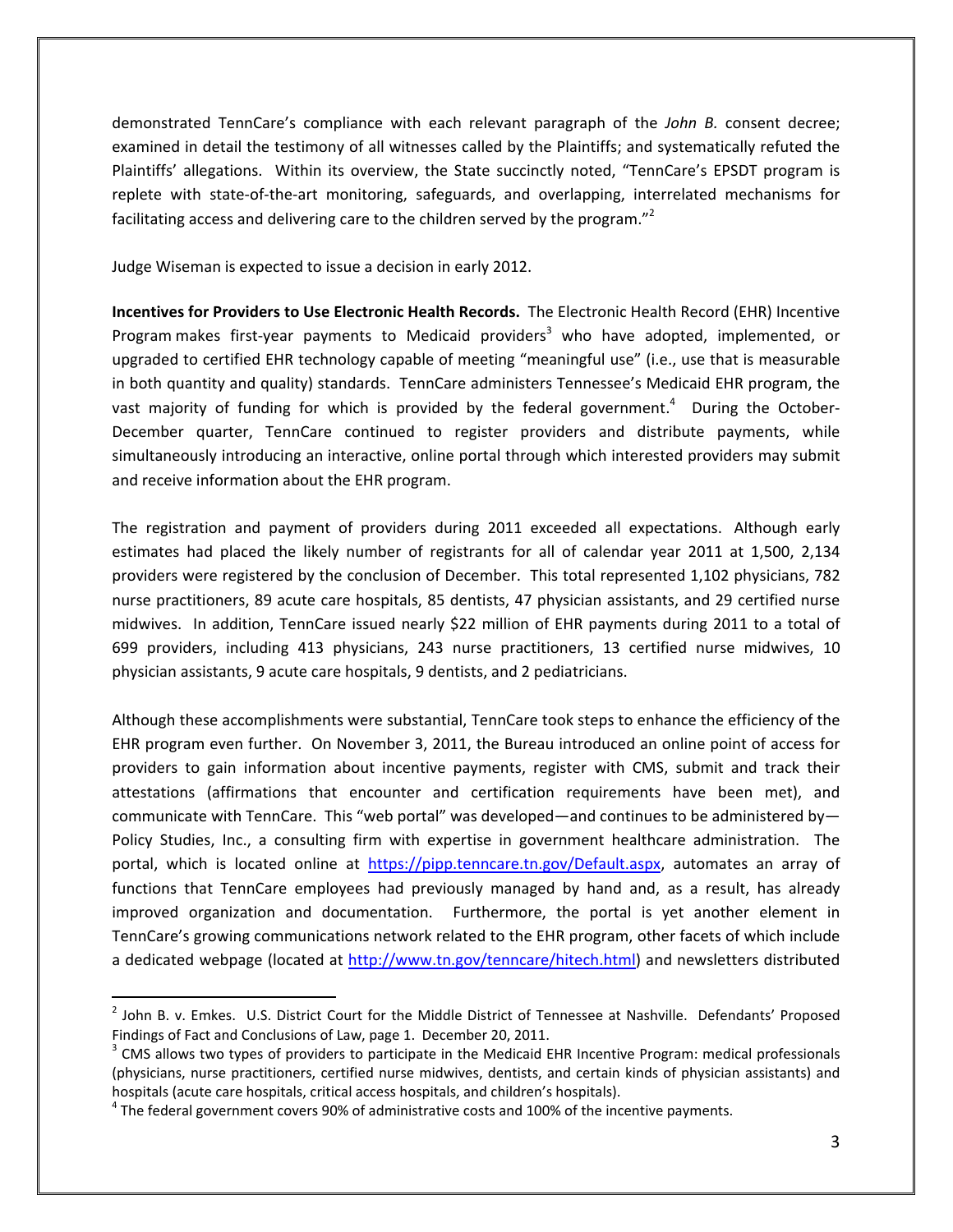demonstrated TennCare's compliance with each relevant paragraph of the *John B.* consent decree; examined in detail the testimony of all witnesses called by the Plaintiffs; and systematically refuted the Plaintiffs' allegations. Within its overview, the State succinctly noted, "TennCare's EPSDT program is replete with state-of-the-art monitoring, safeguards, and overlapping, interrelated mechanisms for facilitating access and delivering care to the children served by the program."[2]

Judge Wiseman is expected to issue a decision in early 2012.

**Incentives for Providers to Use Electronic Health Records.** The Electronic Health Record (EHR) Incentive Program makes first-year payments to Medicaid providers[3] who have adopted, implemented, or upgraded to certified EHR technology capable of meeting "meaningful use" (i.e., use that is measurable in both quantity and quality) standards. TennCare administers Tennessee's Medicaid EHR program, the vast majority of funding for which is provided by the federal government.[4] During the October-December quarter, TennCare continued to register providers and distribute payments, while simultaneously introducing an interactive, online portal through which interested providers may submit and receive information about the EHR program.

The registration and payment of providers during 2011 exceeded all expectations. Although early estimates had placed the likely number of registrants for all of calendar year 2011 at 1,500, 2,134 providers were registered by the conclusion of December. This total represented 1,102 physicians, 782 nurse practitioners, 89 acute care hospitals, 85 dentists, 47 physician assistants, and 29 certified nurse midwives. In addition, TennCare issued nearly $22 million of EHR payments during 2011 to a total of 699 providers, including 413 physicians, 243 nurse practitioners, 13 certified nurse midwives, 10 physician assistants, 9 acute care hospitals, 9 dentists, and 2 pediatricians.

Although these accomplishments were substantial, TennCare took steps to enhance the efficiency of the EHR program even further. On November 3, 2011, the Bureau introduced an online point of access for providers to gain information about incentive payments, register with CMS, submit and track their attestations (affirmations that encounter and certification requirements have been met), and communicate with TennCare. This "web portal" was developed—and continues to be administered by—Policy Studies, Inc., a consulting firm with expertise in government healthcare administration. The portal, which is located online at https://pipp.tenncare.tn.gov/Default.aspx, automates an array of functions that TennCare employees had previously managed by hand and, as a result, has already improved organization and documentation. Furthermore, the portal is yet another element in TennCare's growing communications network related to the EHR program, other facets of which include a dedicated webpage (located at http://www.tn.gov/tenncare/hitech.html) and newsletters distributed

---

[2] John B. v. Emkes. U.S. District Court for the Middle District of Tennessee at Nashville. Defendants' Proposed Findings of Fact and Conclusions of Law, page 1. December 20, 2011.

[3] CMS allows two types of providers to participate in the Medicaid EHR Incentive Program: medical professionals (physicians, nurse practitioners, certified nurse midwives, dentists, and certain kinds of physician assistants) and hospitals (acute care hospitals, critical access hospitals, and children's hospitals).

[4] The federal government covers 90% of administrative costs and 100% of the incentive payments.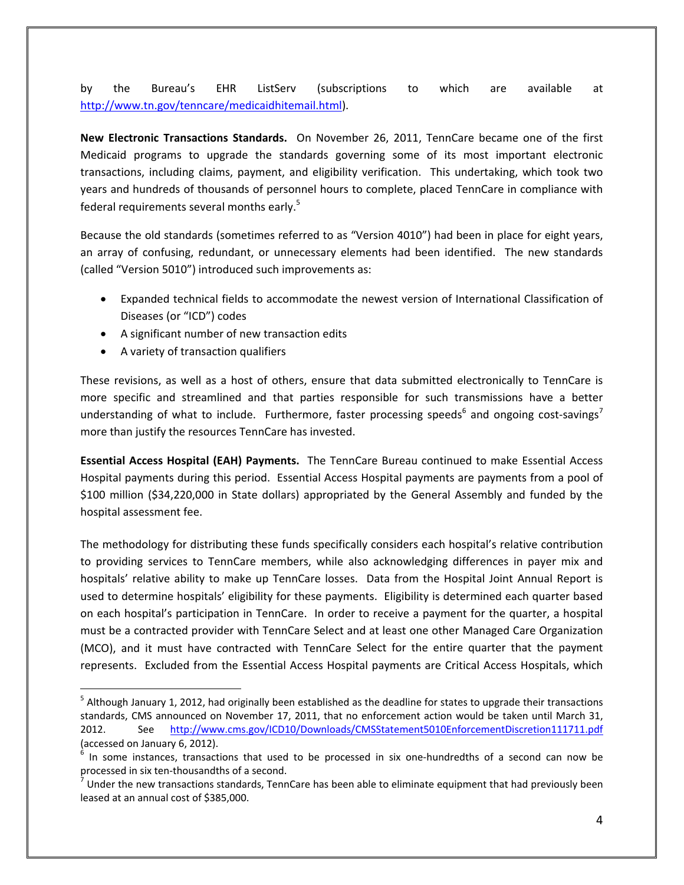by the Bureau's EHR ListServ (subscriptions to which are available at http://www.tn.gov/tenncare/medicaidhitemail.html).

**New Electronic Transactions Standards.** On November 26, 2011, TennCare became one of the first Medicaid programs to upgrade the standards governing some of its most important electronic transactions, including claims, payment, and eligibility verification. This undertaking, which took two years and hundreds of thousands of personnel hours to complete, placed TennCare in compliance with federal requirements several months early.[5]

Because the old standards (sometimes referred to as "Version 4010") had been in place for eight years, an array of confusing, redundant, or unnecessary elements had been identified. The new standards (called "Version 5010") introduced such improvements as:

- Expanded technical fields to accommodate the newest version of International Classification of Diseases (or "ICD") codes
- A significant number of new transaction edits
- A variety of transaction qualifiers

These revisions, as well as a host of others, ensure that data submitted electronically to TennCare is more specific and streamlined and that parties responsible for such transmissions have a better understanding of what to include. Furthermore, faster processing speeds[6] and ongoing cost-savings[7] more than justify the resources TennCare has invested.

**Essential Access Hospital (EAH) Payments.** The TennCare Bureau continued to make Essential Access Hospital payments during this period. Essential Access Hospital payments are payments from a pool of $100 million ($34,220,000 in State dollars) appropriated by the General Assembly and funded by the hospital assessment fee.

The methodology for distributing these funds specifically considers each hospital's relative contribution to providing services to TennCare members, while also acknowledging differences in payer mix and hospitals' relative ability to make up TennCare losses. Data from the Hospital Joint Annual Report is used to determine hospitals' eligibility for these payments. Eligibility is determined each quarter based on each hospital's participation in TennCare. In order to receive a payment for the quarter, a hospital must be a contracted provider with TennCare Select and at least one other Managed Care Organization (MCO), and it must have contracted with TennCare Select for the entire quarter that the payment represents. Excluded from the Essential Access Hospital payments are Critical Access Hospitals, which

---

[5] Although January 1, 2012, had originally been established as the deadline for states to upgrade their transactions standards, CMS announced on November 17, 2011, that no enforcement action would be taken until March 31, 2012. See http://www.cms.gov/ICD10/Downloads/CMSStatement5010EnforcementDiscretion111711.pdf (accessed on January 6, 2012).

[6] In some instances, transactions that used to be processed in six one-hundredths of a second can now be processed in six ten-thousandths of a second.

[7] Under the new transactions standards, TennCare has been able to eliminate equipment that had previously been leased at an annual cost of $385,000.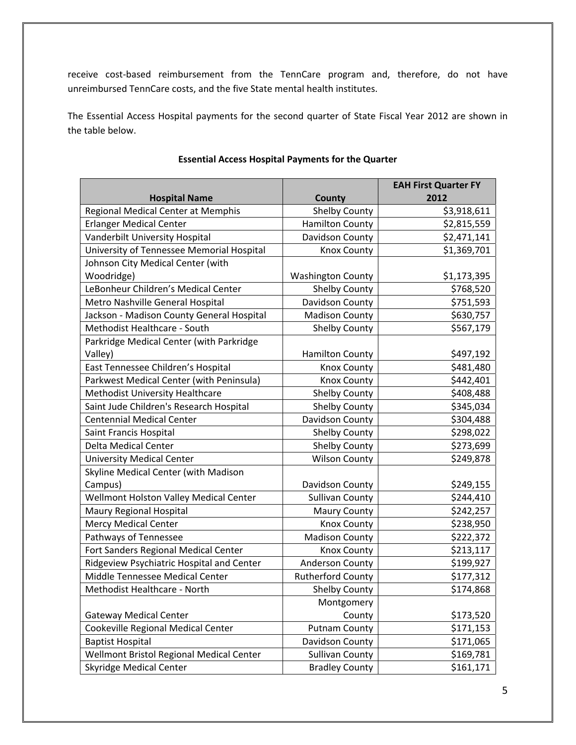receive cost-based reimbursement from the TennCare program and, therefore, do not have unreimbursed TennCare costs, and the five State mental health institutes.

The Essential Access Hospital payments for the second quarter of State Fiscal Year 2012 are shown in the table below.

**Essential Access Hospital Payments for the Quarter**

| Hospital Name | County | EAH First Quarter FY 2012 |
|---|---|---|
| Regional Medical Center at Memphis | Shelby County | $3,918,611 |
| Erlanger Medical Center | Hamilton County | $2,815,559 |
| Vanderbilt University Hospital | Davidson County | $2,471,141 |
| University of Tennessee Memorial Hospital | Knox County | $1,369,701 |
| Johnson City Medical Center (with Woodridge) | Washington County | $1,173,395 |
| LeBonheur Children's Medical Center | Shelby County | $768,520 |
| Metro Nashville General Hospital | Davidson County | $751,593 |
| Jackson - Madison County General Hospital | Madison County | $630,757 |
| Methodist Healthcare - South | Shelby County | $567,179 |
| Parkridge Medical Center (with Parkridge Valley) | Hamilton County | $497,192 |
| East Tennessee Children's Hospital | Knox County | $481,480 |
| Parkwest Medical Center (with Peninsula) | Knox County | $442,401 |
| Methodist University Healthcare | Shelby County | $408,488 |
| Saint Jude Children's Research Hospital | Shelby County | $345,034 |
| Centennial Medical Center | Davidson County | $304,488 |
| Saint Francis Hospital | Shelby County | $298,022 |
| Delta Medical Center | Shelby County | $273,699 |
| University Medical Center | Wilson County | $249,878 |
| Skyline Medical Center (with Madison Campus) | Davidson County | $249,155 |
| Wellmont Holston Valley Medical Center | Sullivan County | $244,410 |
| Maury Regional Hospital | Maury County | $242,257 |
| Mercy Medical Center | Knox County | $238,950 |
| Pathways of Tennessee | Madison County | $222,372 |
| Fort Sanders Regional Medical Center | Knox County | $213,117 |
| Ridgeview Psychiatric Hospital and Center | Anderson County | $199,927 |
| Middle Tennessee Medical Center | Rutherford County | $177,312 |
| Methodist Healthcare - North | Shelby County | $174,868 |
| Gateway Medical Center | Montgomery County | $173,520 |
| Cookeville Regional Medical Center | Putnam County | $171,153 |
| Baptist Hospital | Davidson County | $171,065 |
| Wellmont Bristol Regional Medical Center | Sullivan County | $169,781 |
| Skyridge Medical Center | Bradley County | $161,171 |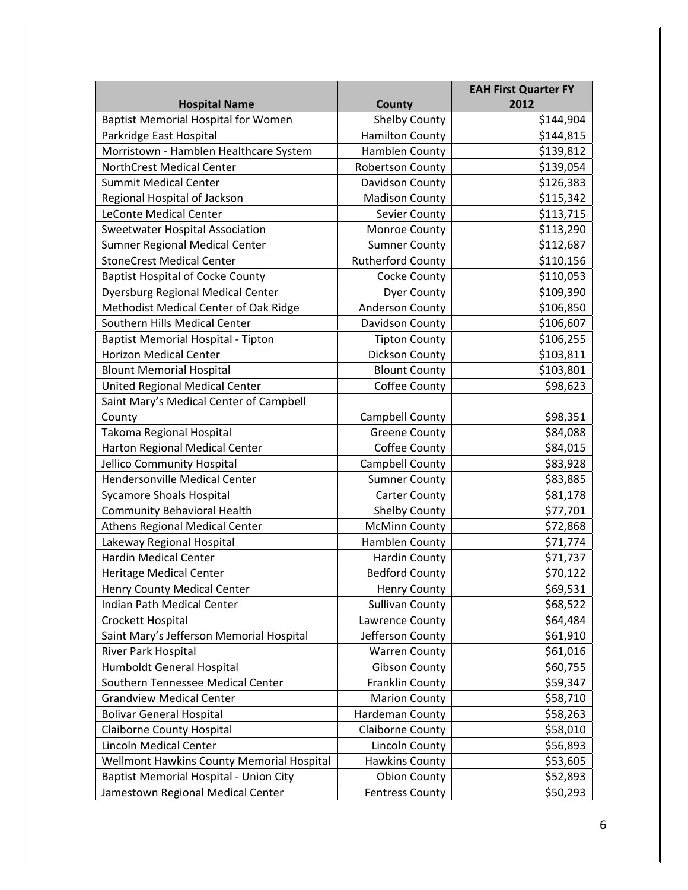| Hospital Name | County | EAH First Quarter FY 2012 |
| --- | --- | --- |
| Baptist Memorial Hospital for Women | Shelby County | $144,904 |
| Parkridge East Hospital | Hamilton County | $144,815 |
| Morristown - Hamblen Healthcare System | Hamblen County | $139,812 |
| NorthCrest Medical Center | Robertson County | $139,054 |
| Summit Medical Center | Davidson County | $126,383 |
| Regional Hospital of Jackson | Madison County | $115,342 |
| LeConte Medical Center | Sevier County | $113,715 |
| Sweetwater Hospital Association | Monroe County | $113,290 |
| Sumner Regional Medical Center | Sumner County | $112,687 |
| StoneCrest Medical Center | Rutherford County | $110,156 |
| Baptist Hospital of Cocke County | Cocke County | $110,053 |
| Dyersburg Regional Medical Center | Dyer County | $109,390 |
| Methodist Medical Center of Oak Ridge | Anderson County | $106,850 |
| Southern Hills Medical Center | Davidson County | $106,607 |
| Baptist Memorial Hospital - Tipton | Tipton County | $106,255 |
| Horizon Medical Center | Dickson County | $103,811 |
| Blount Memorial Hospital | Blount County | $103,801 |
| United Regional Medical Center | Coffee County | $98,623 |
| Saint Mary's Medical Center of Campbell County | Campbell County | $98,351 |
| Takoma Regional Hospital | Greene County | $84,088 |
| Harton Regional Medical Center | Coffee County | $84,015 |
| Jellico Community Hospital | Campbell County | $83,928 |
| Hendersonville Medical Center | Sumner County | $83,885 |
| Sycamore Shoals Hospital | Carter County | $81,178 |
| Community Behavioral Health | Shelby County | $77,701 |
| Athens Regional Medical Center | McMinn County | $72,868 |
| Lakeway Regional Hospital | Hamblen County | $71,774 |
| Hardin Medical Center | Hardin County | $71,737 |
| Heritage Medical Center | Bedford County | $70,122 |
| Henry County Medical Center | Henry County | $69,531 |
| Indian Path Medical Center | Sullivan County | $68,522 |
| Crockett Hospital | Lawrence County | $64,484 |
| Saint Mary's Jefferson Memorial Hospital | Jefferson County | $61,910 |
| River Park Hospital | Warren County | $61,016 |
| Humboldt General Hospital | Gibson County | $60,755 |
| Southern Tennessee Medical Center | Franklin County | $59,347 |
| Grandview Medical Center | Marion County | $58,710 |
| Bolivar General Hospital | Hardeman County | $58,263 |
| Claiborne County Hospital | Claiborne County | $58,010 |
| Lincoln Medical Center | Lincoln County | $56,893 |
| Wellmont Hawkins County Memorial Hospital | Hawkins County | $53,605 |
| Baptist Memorial Hospital - Union City | Obion County | $52,893 |
| Jamestown Regional Medical Center | Fentress County | $50,293 |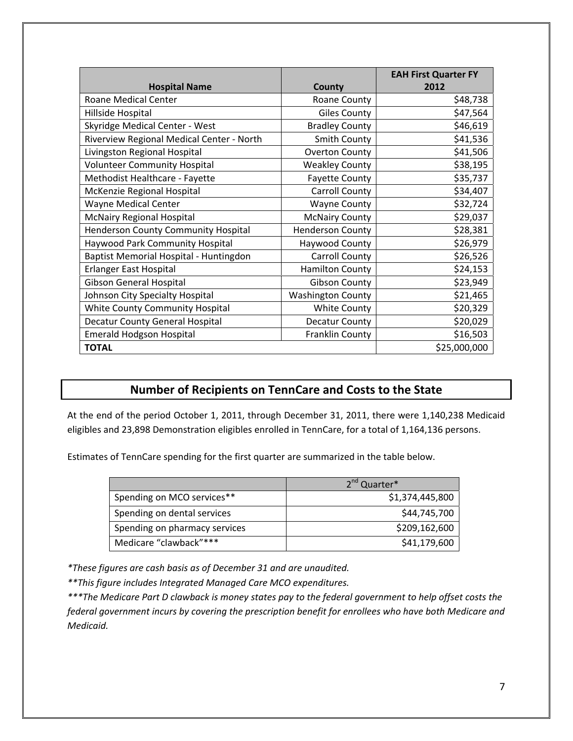| Hospital Name | County | EAH First Quarter FY 2012 |
|---|---|---|
| Roane Medical Center | Roane County | $48,738 |
| Hillside Hospital | Giles County | $47,564 |
| Skyridge Medical Center - West | Bradley County | $46,619 |
| Riverview Regional Medical Center - North | Smith County | $41,536 |
| Livingston Regional Hospital | Overton County | $41,506 |
| Volunteer Community Hospital | Weakley County | $38,195 |
| Methodist Healthcare - Fayette | Fayette County | $35,737 |
| McKenzie Regional Hospital | Carroll County | $34,407 |
| Wayne Medical Center | Wayne County | $32,724 |
| McNairy Regional Hospital | McNairy County | $29,037 |
| Henderson County Community Hospital | Henderson County | $28,381 |
| Haywood Park Community Hospital | Haywood County | $26,979 |
| Baptist Memorial Hospital - Huntingdon | Carroll County | $26,526 |
| Erlanger East Hospital | Hamilton County | $24,153 |
| Gibson General Hospital | Gibson County | $23,949 |
| Johnson City Specialty Hospital | Washington County | $21,465 |
| White County Community Hospital | White County | $20,329 |
| Decatur County General Hospital | Decatur County | $20,029 |
| Emerald Hodgson Hospital | Franklin County | $16,503 |
| **TOTAL** | | $25,000,000 |

## Number of Recipients on TennCare and Costs to the State

At the end of the period October 1, 2011, through December 31, 2011, there were 1,140,238 Medicaid eligibles and 23,898 Demonstration eligibles enrolled in TennCare, for a total of 1,164,136 persons.

Estimates of TennCare spending for the first quarter are summarized in the table below.

| | 2nd Quarter* |
|---|---|
| Spending on MCO services** | $1,374,445,800 |
| Spending on dental services | $44,745,700 |
| Spending on pharmacy services | $209,162,600 |
| Medicare "clawback"*** | $41,179,600 |

*\*These figures are cash basis as of December 31 and are unaudited.*

*\*\*This figure includes Integrated Managed Care MCO expenditures.*

*\*\*\*The Medicare Part D clawback is money states pay to the federal government to help offset costs the federal government incurs by covering the prescription benefit for enrollees who have both Medicare and Medicaid.*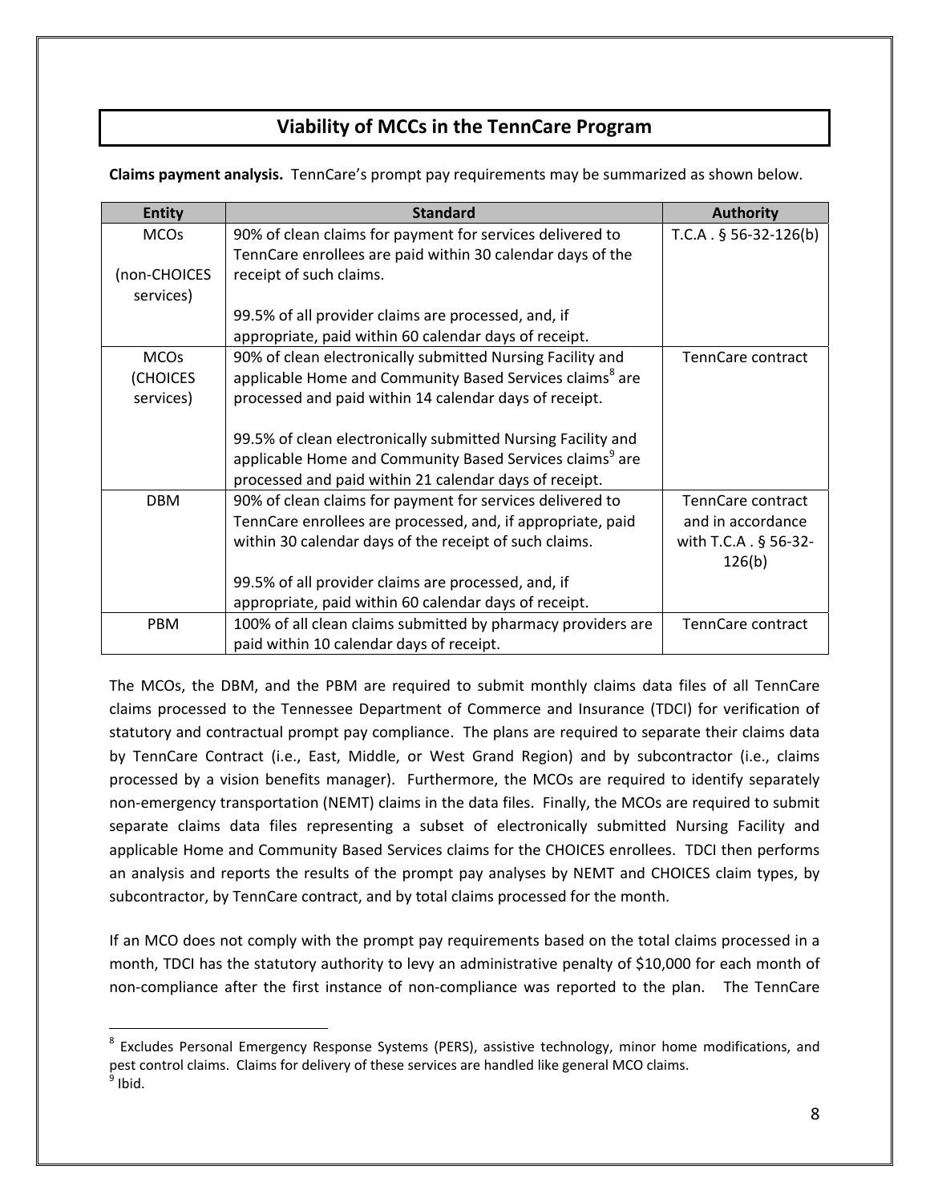## Viability of MCCs in the TennCare Program

**Claims payment analysis.** TennCare's prompt pay requirements may be summarized as shown below.

| Entity | Standard | Authority |
|---|---|---|
| MCOs (non-CHOICES services) | 90% of clean claims for payment for services delivered to TennCare enrollees are paid within 30 calendar days of the receipt of such claims.<br><br>99.5% of all provider claims are processed, and, if appropriate, paid within 60 calendar days of receipt. | T.C.A . § 56-32-126(b) |
| MCOs (CHOICES services) | 90% of clean electronically submitted Nursing Facility and applicable Home and Community Based Services claims[8] are processed and paid within 14 calendar days of receipt.<br><br>99.5% of clean electronically submitted Nursing Facility and applicable Home and Community Based Services claims[9] are processed and paid within 21 calendar days of receipt. | TennCare contract |
| DBM | 90% of clean claims for payment for services delivered to TennCare enrollees are processed, and, if appropriate, paid within 30 calendar days of the receipt of such claims.<br><br>99.5% of all provider claims are processed, and, if appropriate, paid within 60 calendar days of receipt. | TennCare contract and in accordance with T.C.A . § 56-32-126(b) |
| PBM | 100% of all clean claims submitted by pharmacy providers are paid within 10 calendar days of receipt. | TennCare contract |

The MCOs, the DBM, and the PBM are required to submit monthly claims data files of all TennCare claims processed to the Tennessee Department of Commerce and Insurance (TDCI) for verification of statutory and contractual prompt pay compliance. The plans are required to separate their claims data by TennCare Contract (i.e., East, Middle, or West Grand Region) and by subcontractor (i.e., claims processed by a vision benefits manager). Furthermore, the MCOs are required to identify separately non-emergency transportation (NEMT) claims in the data files. Finally, the MCOs are required to submit separate claims data files representing a subset of electronically submitted Nursing Facility and applicable Home and Community Based Services claims for the CHOICES enrollees. TDCI then performs an analysis and reports the results of the prompt pay analyses by NEMT and CHOICES claim types, by subcontractor, by TennCare contract, and by total claims processed for the month.

If an MCO does not comply with the prompt pay requirements based on the total claims processed in a month, TDCI has the statutory authority to levy an administrative penalty of $10,000 for each month of non-compliance after the first instance of non-compliance was reported to the plan. The TennCare

[8] Excludes Personal Emergency Response Systems (PERS), assistive technology, minor home modifications, and pest control claims. Claims for delivery of these services are handled like general MCO claims.

[9] Ibid.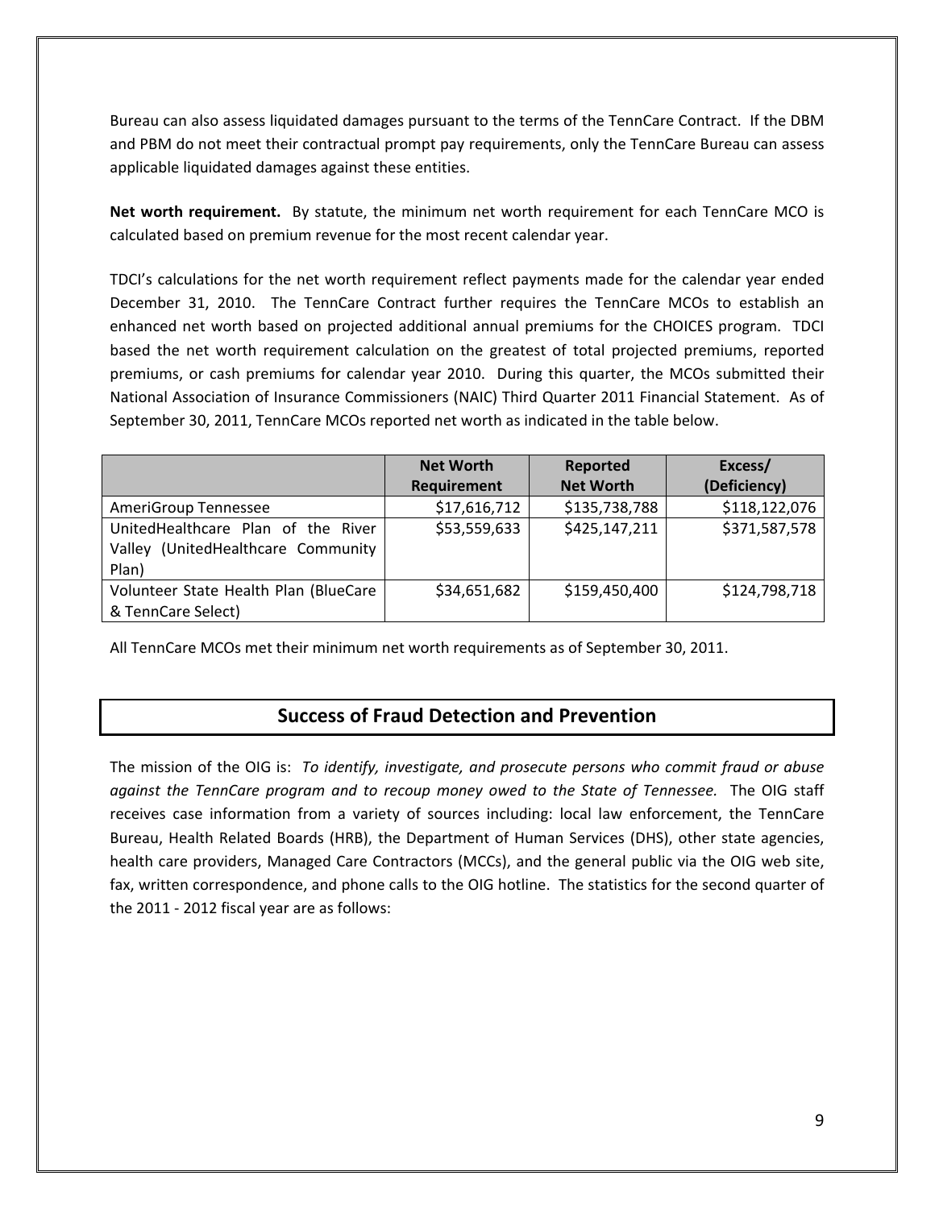Bureau can also assess liquidated damages pursuant to the terms of the TennCare Contract. If the DBM and PBM do not meet their contractual prompt pay requirements, only the TennCare Bureau can assess applicable liquidated damages against these entities.

**Net worth requirement.** By statute, the minimum net worth requirement for each TennCare MCO is calculated based on premium revenue for the most recent calendar year.

TDCI's calculations for the net worth requirement reflect payments made for the calendar year ended December 31, 2010. The TennCare Contract further requires the TennCare MCOs to establish an enhanced net worth based on projected additional annual premiums for the CHOICES program. TDCI based the net worth requirement calculation on the greatest of total projected premiums, reported premiums, or cash premiums for calendar year 2010. During this quarter, the MCOs submitted their National Association of Insurance Commissioners (NAIC) Third Quarter 2011 Financial Statement. As of September 30, 2011, TennCare MCOs reported net worth as indicated in the table below.

| | Net Worth Requirement | Reported Net Worth | Excess/ (Deficiency) |
|---|---|---|---|
| AmeriGroup Tennessee | $17,616,712 | $135,738,788 | $118,122,076 |
| UnitedHealthcare Plan of the River Valley (UnitedHealthcare Community Plan) | $53,559,633 | $425,147,211 | $371,587,578 |
| Volunteer State Health Plan (BlueCare & TennCare Select) | $34,651,682 | $159,450,400 | $124,798,718 |

All TennCare MCOs met their minimum net worth requirements as of September 30, 2011.

## Success of Fraud Detection and Prevention

The mission of the OIG is: *To identify, investigate, and prosecute persons who commit fraud or abuse against the TennCare program and to recoup money owed to the State of Tennessee.* The OIG staff receives case information from a variety of sources including: local law enforcement, the TennCare Bureau, Health Related Boards (HRB), the Department of Human Services (DHS), other state agencies, health care providers, Managed Care Contractors (MCCs), and the general public via the OIG web site, fax, written correspondence, and phone calls to the OIG hotline. The statistics for the second quarter of the 2011 - 2012 fiscal year are as follows: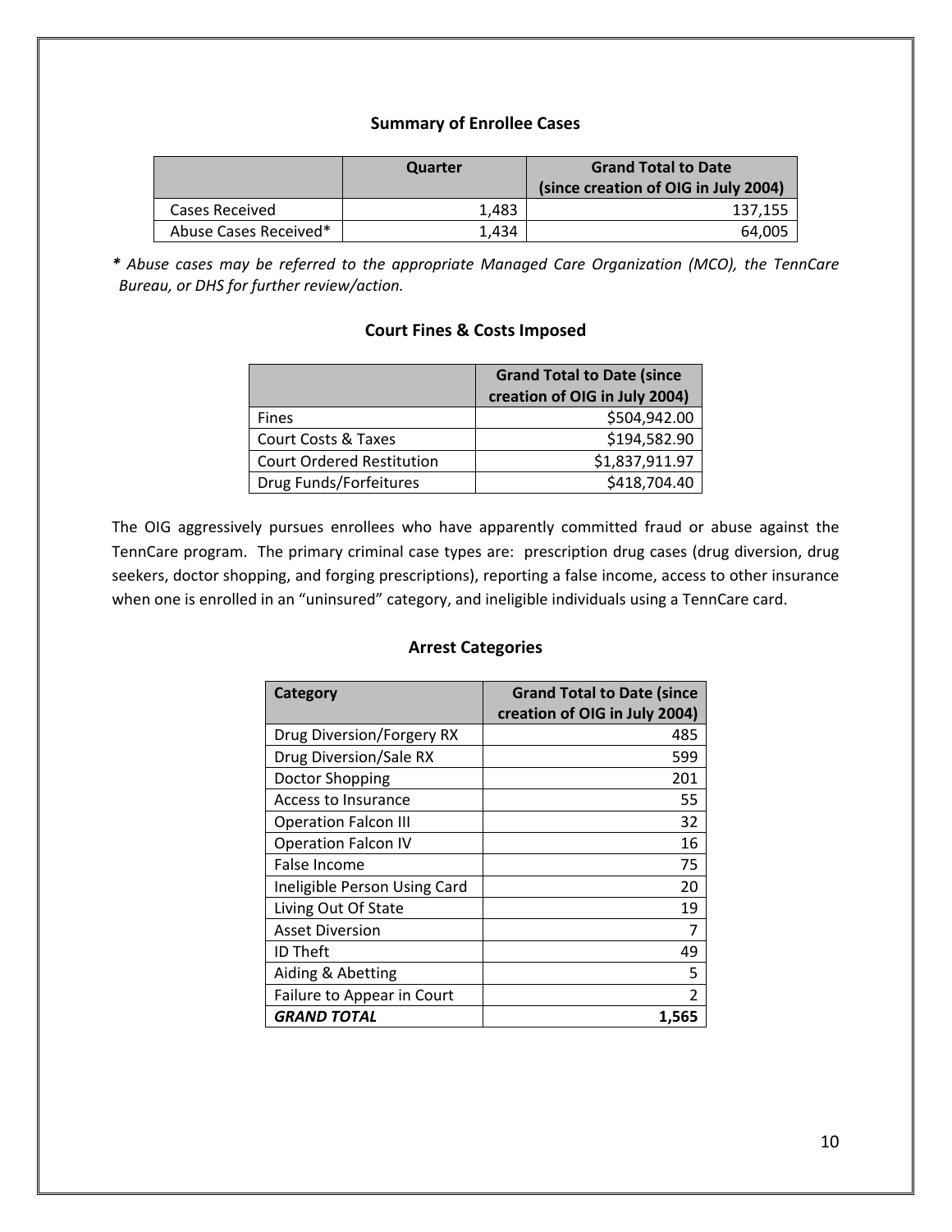### Summary of Enrollee Cases

| | Quarter | Grand Total to Date (since creation of OIG in July 2004) |
|---|---|---|
| Cases Received | 1,483 | 137,155 |
| Abuse Cases Received* | 1,434 | 64,005 |

*\* Abuse cases may be referred to the appropriate Managed Care Organization (MCO), the TennCare Bureau, or DHS for further review/action.*

### Court Fines & Costs Imposed

| | Grand Total to Date (since creation of OIG in July 2004) |
|---|---|
| Fines | $504,942.00 |
| Court Costs & Taxes | $194,582.90 |
| Court Ordered Restitution | $1,837,911.97 |
| Drug Funds/Forfeitures | $418,704.40 |

The OIG aggressively pursues enrollees who have apparently committed fraud or abuse against the TennCare program. The primary criminal case types are: prescription drug cases (drug diversion, drug seekers, doctor shopping, and forging prescriptions), reporting a false income, access to other insurance when one is enrolled in an "uninsured" category, and ineligible individuals using a TennCare card.

### Arrest Categories

| Category | Grand Total to Date (since creation of OIG in July 2004) |
|---|---|
| Drug Diversion/Forgery RX | 485 |
| Drug Diversion/Sale RX | 599 |
| Doctor Shopping | 201 |
| Access to Insurance | 55 |
| Operation Falcon III | 32 |
| Operation Falcon IV | 16 |
| False Income | 75 |
| Ineligible Person Using Card | 20 |
| Living Out Of State | 19 |
| Asset Diversion | 7 |
| ID Theft | 49 |
| Aiding & Abetting | 5 |
| Failure to Appear in Court | 2 |
| ***GRAND TOTAL*** | **1,565** |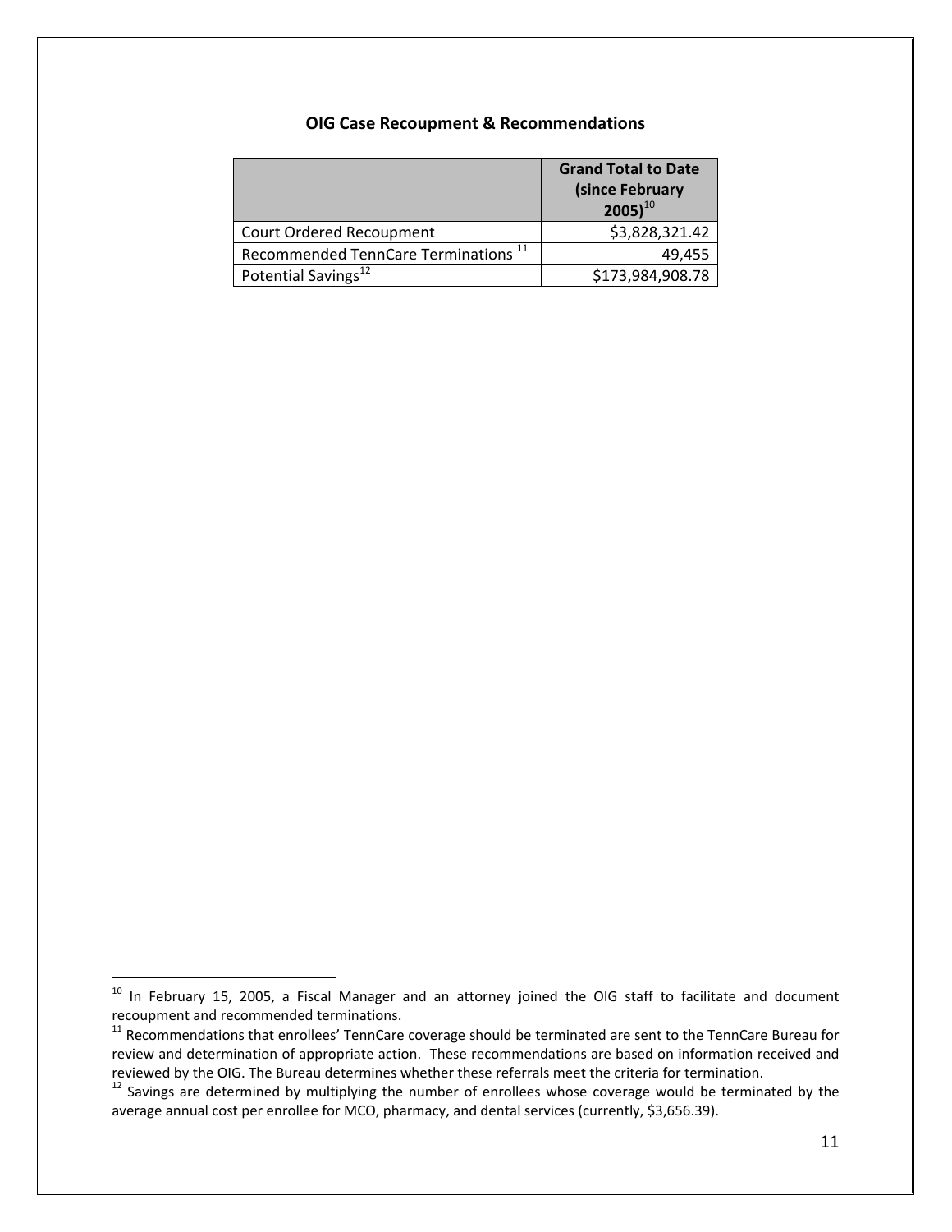## OIG Case Recoupment & Recommendations

| | Grand Total to Date (since February 2005)[10] |
|---|---|
| Court Ordered Recoupment | $3,828,321.42 |
| Recommended TennCare Terminations [11] | 49,455 |
| Potential Savings[12] | $173,984,908.78 |

---

[10] In February 15, 2005, a Fiscal Manager and an attorney joined the OIG staff to facilitate and document recoupment and recommended terminations.

[11] Recommendations that enrollees' TennCare coverage should be terminated are sent to the TennCare Bureau for review and determination of appropriate action. These recommendations are based on information received and reviewed by the OIG. The Bureau determines whether these referrals meet the criteria for termination.

[12] Savings are determined by multiplying the number of enrollees whose coverage would be terminated by the average annual cost per enrollee for MCO, pharmacy, and dental services (currently, $3,656.39).